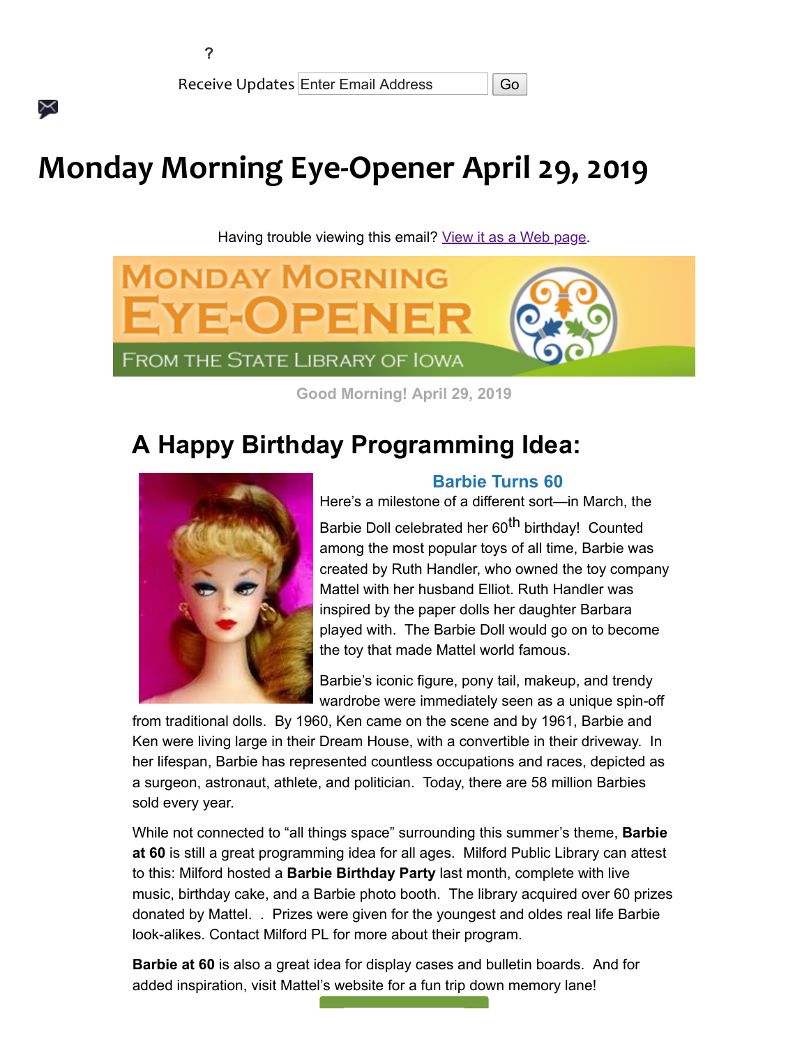?

Receive Updates Enter Email Address Go

# Monday Morning Eye-Opener April 29, 2019

Having trouble viewing this email? View it as a Web page.

Good Morning! April 29, 2019

## A Happy Birthday Programming Idea:

### Barbie Turns 60

Here's a milestone of a different sort—in March, the Barbie Doll celebrated her 60th birthday! Counted among the most popular toys of all time, Barbie was created by Ruth Handler, who owned the toy company Mattel with her husband Elliot. Ruth Handler was inspired by the paper dolls her daughter Barbara played with. The Barbie Doll would go on to become the toy that made Mattel world famous.

Barbie's iconic figure, pony tail, makeup, and trendy wardrobe were immediately seen as a unique spin-off from traditional dolls. By 1960, Ken came on the scene and by 1961, Barbie and Ken were living large in their Dream House, with a convertible in their driveway. In her lifespan, Barbie has represented countless occupations and races, depicted as a surgeon, astronaut, athlete, and politician. Today, there are 58 million Barbies sold every year.

While not connected to "all things space" surrounding this summer's theme, **Barbie at 60** is still a great programming idea for all ages. Milford Public Library can attest to this: Milford hosted a **Barbie Birthday Party** last month, complete with live music, birthday cake, and a Barbie photo booth. The library acquired over 60 prizes donated by Mattel. . Prizes were given for the youngest and oldes real life Barbie look-alikes. Contact Milford PL for more about their program.

**Barbie at 60** is also a great idea for display cases and bulletin boards. And for added inspiration, visit Mattel's website for a fun trip down memory lane!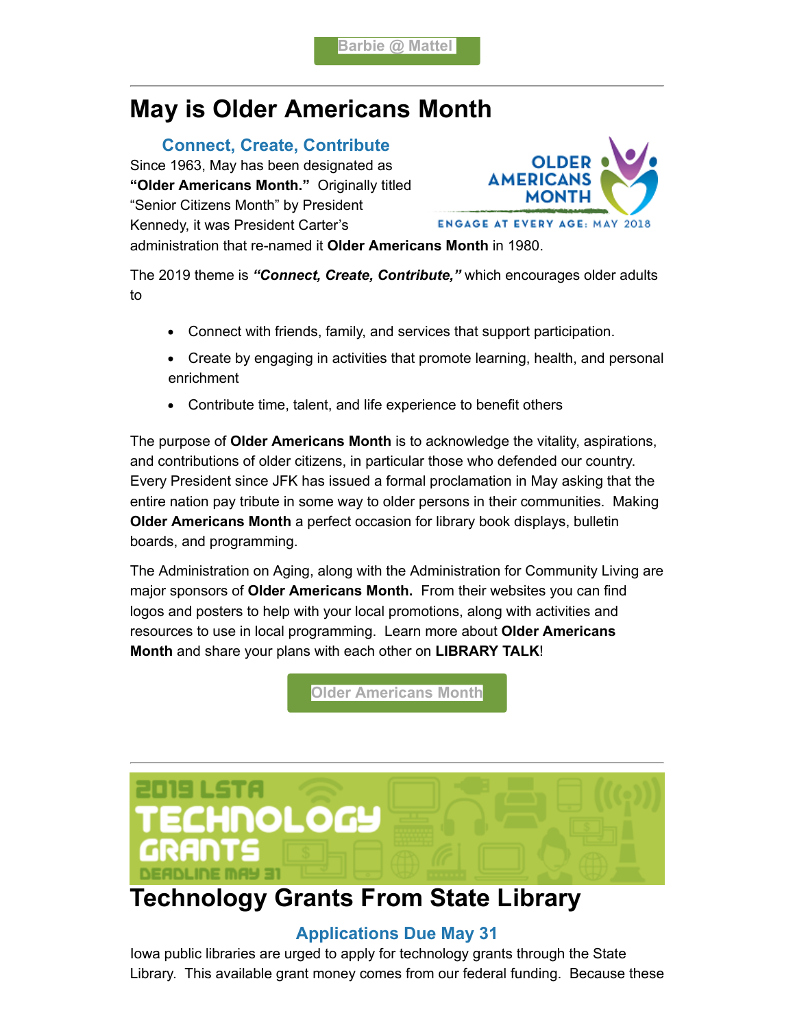Barbie @ Mattel

---

# May is Older Americans Month

### Connect, Create, Contribute

Since 1963, May has been designated as **"Older Americans Month."** Originally titled "Senior Citizens Month" by President Kennedy, it was President Carter's administration that re-named it **Older Americans Month** in 1980.

The 2019 theme is ***"Connect, Create, Contribute,"*** which encourages older adults to

- Connect with friends, family, and services that support participation.
- Create by engaging in activities that promote learning, health, and personal enrichment
- Contribute time, talent, and life experience to benefit others

The purpose of **Older Americans Month** is to acknowledge the vitality, aspirations, and contributions of older citizens, in particular those who defended our country. Every President since JFK has issued a formal proclamation in May asking that the entire nation pay tribute in some way to older persons in their communities. Making **Older Americans Month** a perfect occasion for library book displays, bulletin boards, and programming.

The Administration on Aging, along with the Administration for Community Living are major sponsors of **Older Americans Month.** From their websites you can find logos and posters to help with your local promotions, along with activities and resources to use in local programming. Learn more about **Older Americans Month** and share your plans with each other on **LIBRARY TALK**!

Older Americans Month

---

# Technology Grants From State Library

### Applications Due May 31

Iowa public libraries are urged to apply for technology grants through the State Library. This available grant money comes from our federal funding. Because these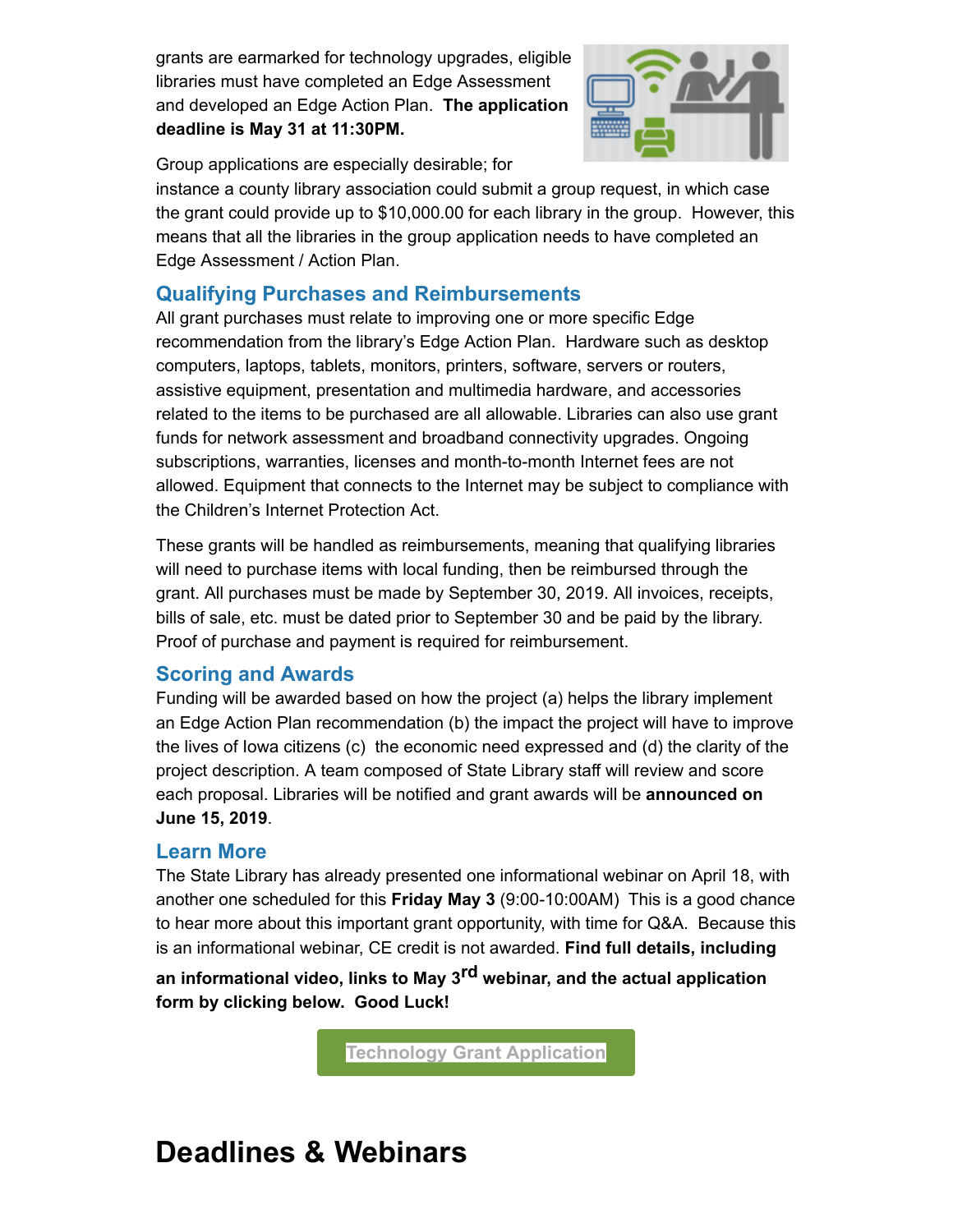grants are earmarked for technology upgrades, eligible libraries must have completed an Edge Assessment and developed an Edge Action Plan. **The application deadline is May 31 at 11:30PM.**

Group applications are especially desirable; for instance a county library association could submit a group request, in which case the grant could provide up to $10,000.00 for each library in the group. However, this means that all the libraries in the group application needs to have completed an Edge Assessment / Action Plan.

### Qualifying Purchases and Reimbursements

All grant purchases must relate to improving one or more specific Edge recommendation from the library's Edge Action Plan. Hardware such as desktop computers, laptops, tablets, monitors, printers, software, servers or routers, assistive equipment, presentation and multimedia hardware, and accessories related to the items to be purchased are all allowable. Libraries can also use grant funds for network assessment and broadband connectivity upgrades. Ongoing subscriptions, warranties, licenses and month-to-month Internet fees are not allowed. Equipment that connects to the Internet may be subject to compliance with the Children's Internet Protection Act.

These grants will be handled as reimbursements, meaning that qualifying libraries will need to purchase items with local funding, then be reimbursed through the grant. All purchases must be made by September 30, 2019. All invoices, receipts, bills of sale, etc. must be dated prior to September 30 and be paid by the library. Proof of purchase and payment is required for reimbursement.

### Scoring and Awards

Funding will be awarded based on how the project (a) helps the library implement an Edge Action Plan recommendation (b) the impact the project will have to improve the lives of Iowa citizens (c) the economic need expressed and (d) the clarity of the project description. A team composed of State Library staff will review and score each proposal. Libraries will be notified and grant awards will be **announced on June 15, 2019**.

### Learn More

The State Library has already presented one informational webinar on April 18, with another one scheduled for this **Friday May 3** (9:00-10:00AM) This is a good chance to hear more about this important grant opportunity, with time for Q&A. Because this is an informational webinar, CE credit is not awarded. **Find full details, including an informational video, links to May 3rd webinar, and the actual application form by clicking below. Good Luck!**

Technology Grant Application

# Deadlines & Webinars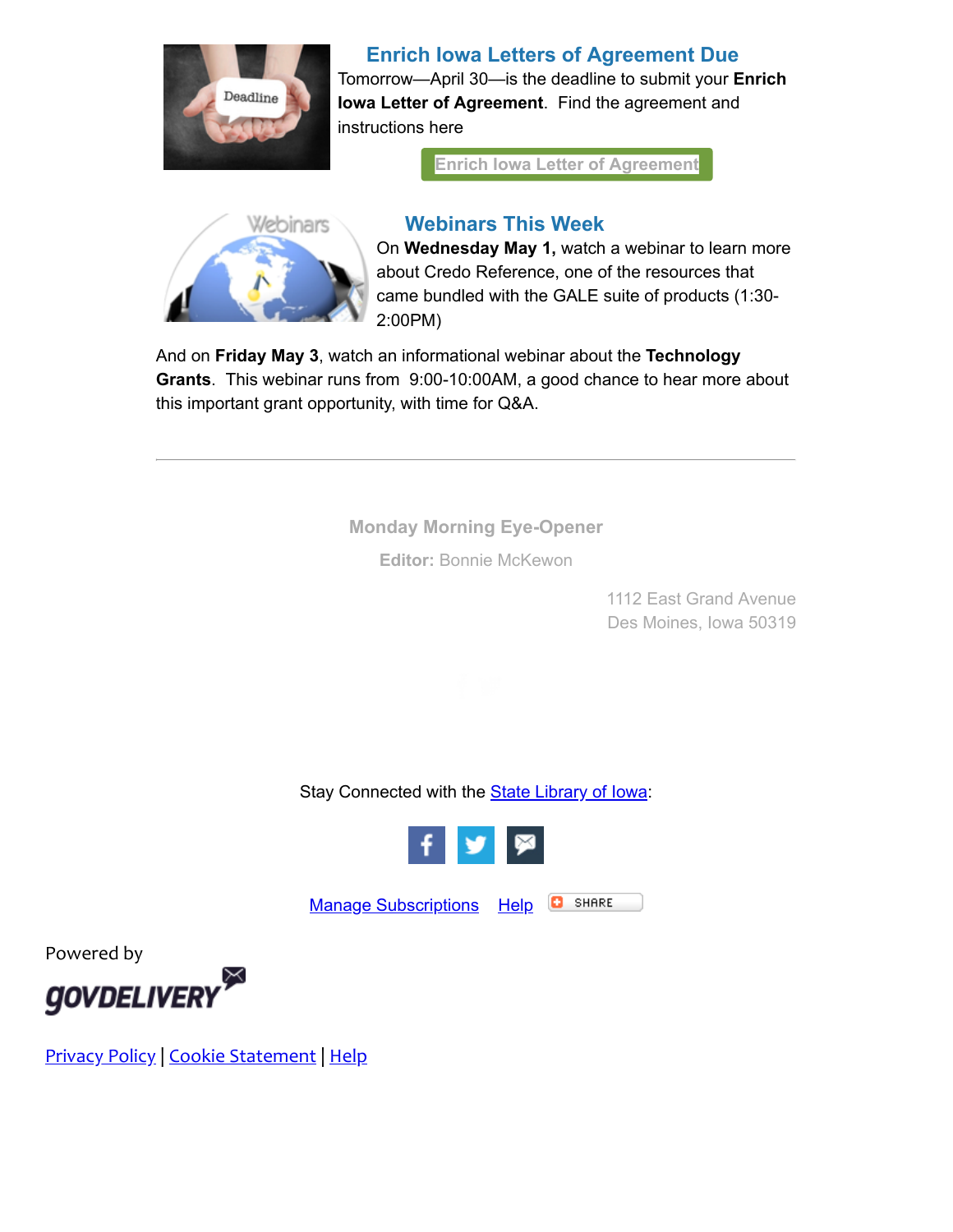## Enrich Iowa Letters of Agreement Due

Tomorrow—April 30—is the deadline to submit your **Enrich Iowa Letter of Agreement**. Find the agreement and instructions here

Enrich Iowa Letter of Agreement

## Webinars This Week

On **Wednesday May 1,** watch a webinar to learn more about Credo Reference, one of the resources that came bundled with the GALE suite of products (1:30-2:00PM)

And on **Friday May 3**, watch an informational webinar about the **Technology Grants**. This webinar runs from 9:00-10:00AM, a good chance to hear more about this important grant opportunity, with time for Q&A.

---

**Monday Morning Eye-Opener**

**Editor:** Bonnie McKewon

1112 East Grand Avenue
Des Moines, Iowa 50319

Stay Connected with the State Library of Iowa:

Manage Subscriptions Help SHARE

Powered by

GOVDELIVERY

Privacy Policy | Cookie Statement | Help